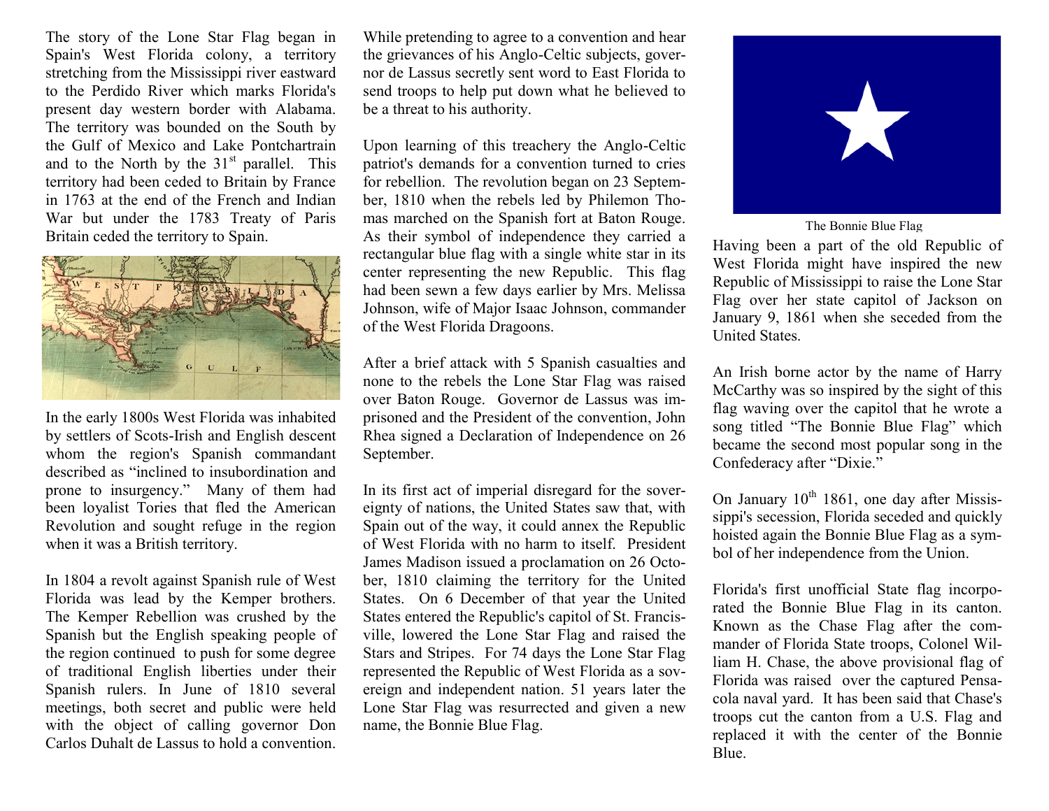The story of the Lone Star Flag began in Spain's West Florida colony, a territory stretching from the Mississippi river eastward to the Perdido River which marks Florida's present day western border with Alabama. The territory was bounded on the South by the Gulf of Mexico and Lake Pontchartrain and to the North by the 31st parallel. This territory had been ceded to Britain by France in 1763 at the end of the French and Indian War but under the 1783 Treaty of Paris Britain ceded the territory to Spain.

In the early 1800s West Florida was inhabited by settlers of Scots-Irish and English descent whom the region's Spanish commandant described as "inclined to insubordination and prone to insurgency." Many of them had been loyalist Tories that fled the American Revolution and sought refuge in the region when it was a British territory.

In 1804 a revolt against Spanish rule of West Florida was lead by the Kemper brothers. The Kemper Rebellion was crushed by the Spanish but the English speaking people of the region continued to push for some degree of traditional English liberties under their Spanish rulers. In June of 1810 several meetings, both secret and public were held with the object of calling governor Don Carlos Duhalt de Lassus to hold a convention.

While pretending to agree to a convention and hear the grievances of his Anglo-Celtic subjects, governor de Lassus secretly sent word to East Florida to send troops to help put down what he believed to be a threat to his authority.

Upon learning of this treachery the Anglo-Celtic patriot's demands for a convention turned to cries for rebellion. The revolution began on 23 September, 1810 when the rebels led by Philemon Thomas marched on the Spanish fort at Baton Rouge. As their symbol of independence they carried a rectangular blue flag with a single white star in its center representing the new Republic. This flag had been sewn a few days earlier by Mrs. Melissa Johnson, wife of Major Isaac Johnson, commander of the West Florida Dragoons.

After a brief attack with 5 Spanish casualties and none to the rebels the Lone Star Flag was raised over Baton Rouge. Governor de Lassus was imprisoned and the President of the convention, John Rhea signed a Declaration of Independence on 26 September.

In its first act of imperial disregard for the sovereignty of nations, the United States saw that, with Spain out of the way, it could annex the Republic of West Florida with no harm to itself. President James Madison issued a proclamation on 26 October, 1810 claiming the territory for the United States. On 6 December of that year the United States entered the Republic's capitol of St. Francisville, lowered the Lone Star Flag and raised the Stars and Stripes. For 74 days the Lone Star Flag represented the Republic of West Florida as a sovereign and independent nation. 51 years later the Lone Star Flag was resurrected and given a new name, the Bonnie Blue Flag.

The Bonnie Blue Flag

Having been a part of the old Republic of West Florida might have inspired the new Republic of Mississippi to raise the Lone Star Flag over her state capitol of Jackson on January 9, 1861 when she seceded from the United States.

An Irish borne actor by the name of Harry McCarthy was so inspired by the sight of this flag waving over the capitol that he wrote a song titled "The Bonnie Blue Flag" which became the second most popular song in the Confederacy after "Dixie."

On January 10th 1861, one day after Mississippi's secession, Florida seceded and quickly hoisted again the Bonnie Blue Flag as a symbol of her independence from the Union.

Florida's first unofficial State flag incorporated the Bonnie Blue Flag in its canton. Known as the Chase Flag after the commander of Florida State troops, Colonel William H. Chase, the above provisional flag of Florida was raised over the captured Pensacola naval yard. It has been said that Chase's troops cut the canton from a U.S. Flag and replaced it with the center of the Bonnie Blue.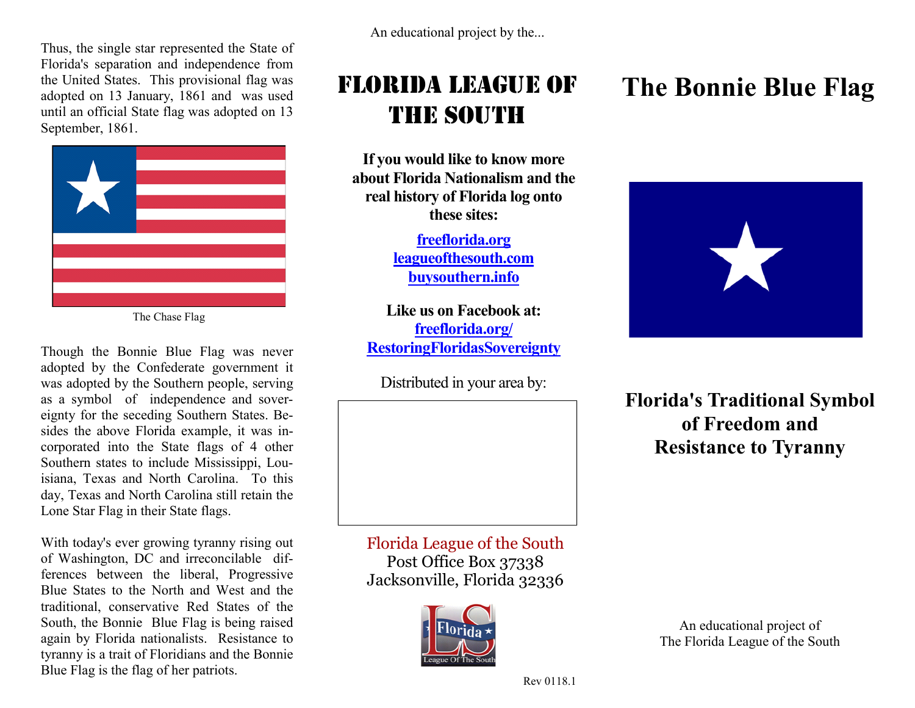Thus, the single star represented the State of Florida's separation and independence from the United States. This provisional flag was adopted on 13 January, 1861 and was used until an official State flag was adopted on 13 September, 1861.

The Chase Flag

Though the Bonnie Blue Flag was never adopted by the Confederate government it was adopted by the Southern people, serving as a symbol of independence and sovereignty for the seceding Southern States. Besides the above Florida example, it was incorporated into the State flags of 4 other Southern states to include Mississippi, Louisiana, Texas and North Carolina. To this day, Texas and North Carolina still retain the Lone Star Flag in their State flags.

With today's ever growing tyranny rising out of Washington, DC and irreconcilable differences between the liberal, Progressive Blue States to the North and West and the traditional, conservative Red States of the South, the Bonnie Blue Flag is being raised again by Florida nationalists. Resistance to tyranny is a trait of Floridians and the Bonnie Blue Flag is the flag of her patriots.

An educational project by the...

# Florida League of the South

**If you would like to know more about Florida Nationalism and the real history of Florida log onto these sites:**

**freeflorida.org**
**leagueofthesouth.com**
**buysouthern.info**

**Like us on Facebook at:**
**freeflorida.org/RestoringFloridasSovereignty**

Distributed in your area by:

Florida League of the South
Post Office Box 37338
Jacksonville, Florida 32336

Florida LS League Of The South

Rev 0118.1

# The Bonnie Blue Flag

## Florida's Traditional Symbol of Freedom and Resistance to Tyranny

An educational project of
The Florida League of the South